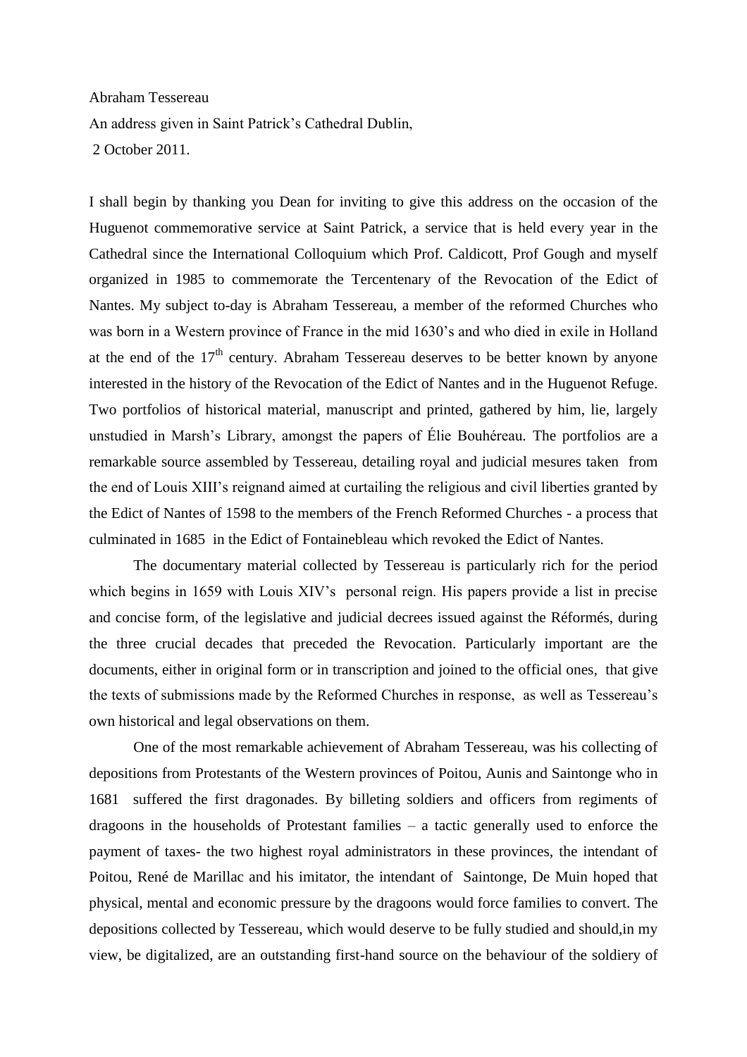Abraham Tessereau

An address given in Saint Patrick's Cathedral Dublin,

2 October 2011.

I shall begin by thanking you Dean for inviting to give this address on the occasion of the Huguenot commemorative service at Saint Patrick, a service that is held every year in the Cathedral since the International Colloquium which Prof. Caldicott, Prof Gough and myself organized in 1985 to commemorate the Tercentenary of the Revocation of the Edict of Nantes. My subject to-day is Abraham Tessereau, a member of the reformed Churches who was born in a Western province of France in the mid 1630's and who died in exile in Holland at the end of the 17th century. Abraham Tessereau deserves to be better known by anyone interested in the history of the Revocation of the Edict of Nantes and in the Huguenot Refuge. Two portfolios of historical material, manuscript and printed, gathered by him, lie, largely unstudied in Marsh's Library, amongst the papers of Élie Bouhéreau. The portfolios are a remarkable source assembled by Tessereau, detailing royal and judicial mesures taken from the end of Louis XIII's reignand aimed at curtailing the religious and civil liberties granted by the Edict of Nantes of 1598 to the members of the French Reformed Churches - a process that culminated in 1685 in the Edict of Fontainebleau which revoked the Edict of Nantes.

The documentary material collected by Tessereau is particularly rich for the period which begins in 1659 with Louis XIV's personal reign. His papers provide a list in precise and concise form, of the legislative and judicial decrees issued against the Réformés, during the three crucial decades that preceded the Revocation. Particularly important are the documents, either in original form or in transcription and joined to the official ones, that give the texts of submissions made by the Reformed Churches in response, as well as Tessereau's own historical and legal observations on them.

One of the most remarkable achievement of Abraham Tessereau, was his collecting of depositions from Protestants of the Western provinces of Poitou, Aunis and Saintonge who in 1681 suffered the first dragonades. By billeting soldiers and officers from regiments of dragoons in the households of Protestant families – a tactic generally used to enforce the payment of taxes- the two highest royal administrators in these provinces, the intendant of Poitou, René de Marillac and his imitator, the intendant of Saintonge, De Muin hoped that physical, mental and economic pressure by the dragoons would force families to convert. The depositions collected by Tessereau, which would deserve to be fully studied and should,in my view, be digitalized, are an outstanding first-hand source on the behaviour of the soldiery of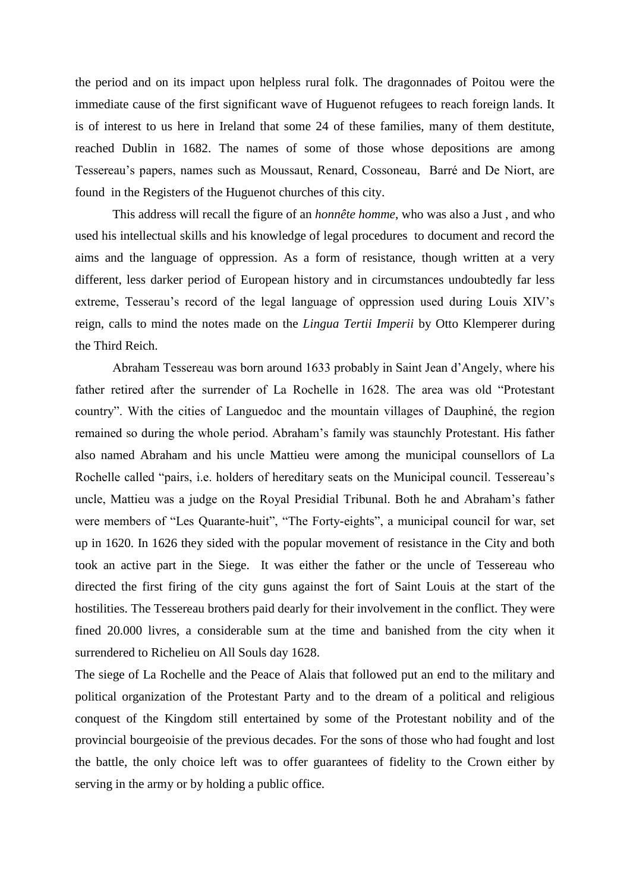the period and on its impact upon helpless rural folk. The dragonnades of Poitou were the immediate cause of the first significant wave of Huguenot refugees to reach foreign lands. It is of interest to us here in Ireland that some 24 of these families, many of them destitute, reached Dublin in 1682. The names of some of those whose depositions are among Tessereau's papers, names such as Moussaut, Renard, Cossoneau, Barré and De Niort, are found in the Registers of the Huguenot churches of this city.

This address will recall the figure of an *honnête homme,* who was also a Just , and who used his intellectual skills and his knowledge of legal procedures to document and record the aims and the language of oppression. As a form of resistance, though written at a very different, less darker period of European history and in circumstances undoubtedly far less extreme, Tesserau's record of the legal language of oppression used during Louis XIV's reign, calls to mind the notes made on the *Lingua Tertii Imperii* by Otto Klemperer during the Third Reich.

Abraham Tessereau was born around 1633 probably in Saint Jean d'Angely, where his father retired after the surrender of La Rochelle in 1628. The area was old "Protestant country". With the cities of Languedoc and the mountain villages of Dauphiné, the region remained so during the whole period. Abraham's family was staunchly Protestant. His father also named Abraham and his uncle Mattieu were among the municipal counsellors of La Rochelle called "pairs, i.e. holders of hereditary seats on the Municipal council. Tessereau's uncle, Mattieu was a judge on the Royal Presidial Tribunal. Both he and Abraham's father were members of "Les Quarante-huit", "The Forty-eights", a municipal council for war, set up in 1620. In 1626 they sided with the popular movement of resistance in the City and both took an active part in the Siege. It was either the father or the uncle of Tessereau who directed the first firing of the city guns against the fort of Saint Louis at the start of the hostilities. The Tessereau brothers paid dearly for their involvement in the conflict. They were fined 20.000 livres, a considerable sum at the time and banished from the city when it surrendered to Richelieu on All Souls day 1628.

The siege of La Rochelle and the Peace of Alais that followed put an end to the military and political organization of the Protestant Party and to the dream of a political and religious conquest of the Kingdom still entertained by some of the Protestant nobility and of the provincial bourgeoisie of the previous decades. For the sons of those who had fought and lost the battle, the only choice left was to offer guarantees of fidelity to the Crown either by serving in the army or by holding a public office.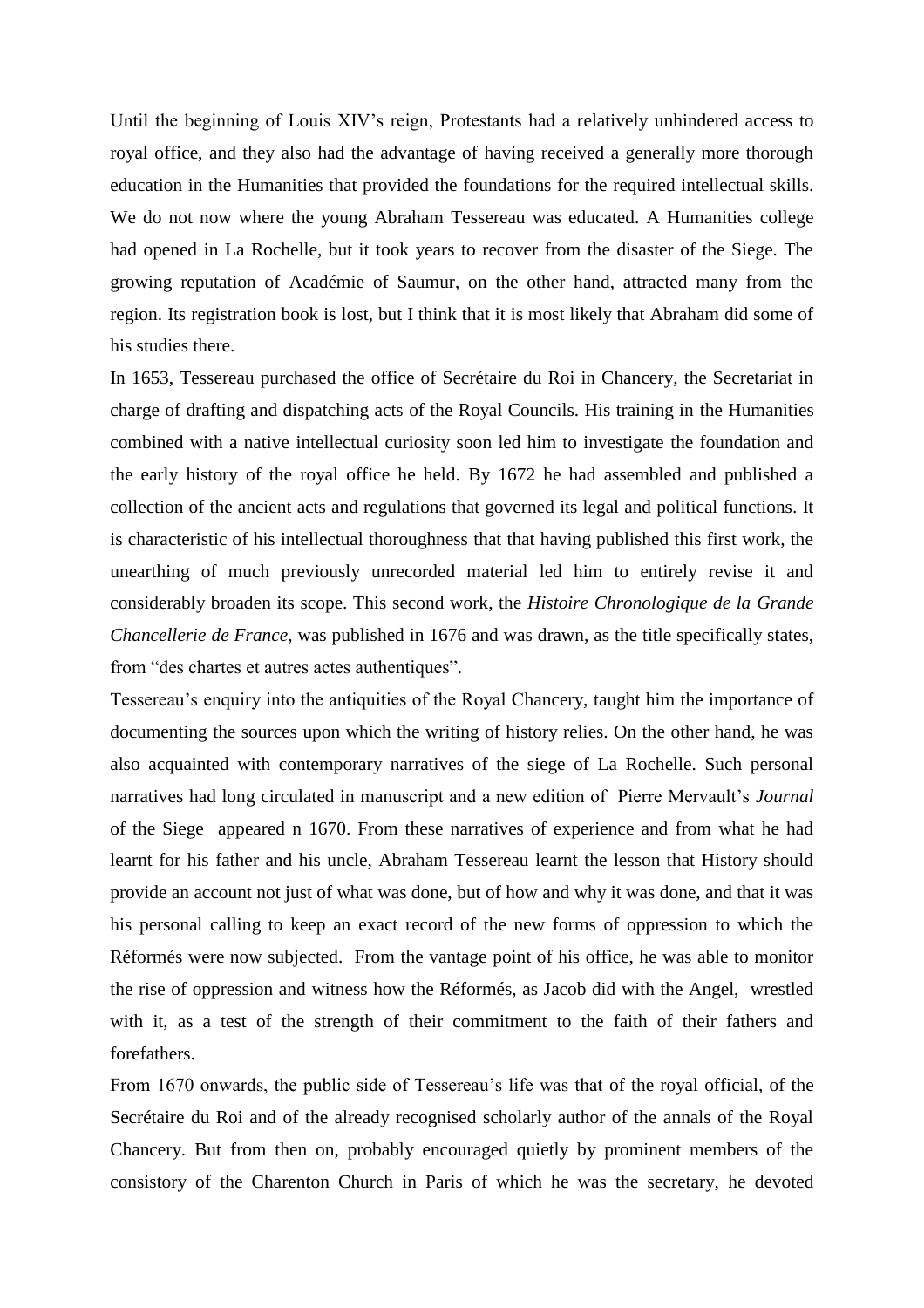Until the beginning of Louis XIV's reign, Protestants had a relatively unhindered access to royal office, and they also had the advantage of having received a generally more thorough education in the Humanities that provided the foundations for the required intellectual skills. We do not now where the young Abraham Tessereau was educated. A Humanities college had opened in La Rochelle, but it took years to recover from the disaster of the Siege. The growing reputation of Académie of Saumur, on the other hand, attracted many from the region. Its registration book is lost, but I think that it is most likely that Abraham did some of his studies there.

In 1653, Tessereau purchased the office of Secrétaire du Roi in Chancery, the Secretariat in charge of drafting and dispatching acts of the Royal Councils. His training in the Humanities combined with a native intellectual curiosity soon led him to investigate the foundation and the early history of the royal office he held. By 1672 he had assembled and published a collection of the ancient acts and regulations that governed its legal and political functions. It is characteristic of his intellectual thoroughness that that having published this first work, the unearthing of much previously unrecorded material led him to entirely revise it and considerably broaden its scope. This second work, the *Histoire Chronologique de la Grande Chancellerie de France*, was published in 1676 and was drawn, as the title specifically states, from "des chartes et autres actes authentiques".

Tessereau's enquiry into the antiquities of the Royal Chancery, taught him the importance of documenting the sources upon which the writing of history relies. On the other hand, he was also acquainted with contemporary narratives of the siege of La Rochelle. Such personal narratives had long circulated in manuscript and a new edition of Pierre Mervault's *Journal* of the Siege appeared n 1670. From these narratives of experience and from what he had learnt for his father and his uncle, Abraham Tessereau learnt the lesson that History should provide an account not just of what was done, but of how and why it was done, and that it was his personal calling to keep an exact record of the new forms of oppression to which the Réformés were now subjected. From the vantage point of his office, he was able to monitor the rise of oppression and witness how the Réformés, as Jacob did with the Angel, wrestled with it, as a test of the strength of their commitment to the faith of their fathers and forefathers.

From 1670 onwards, the public side of Tessereau's life was that of the royal official, of the Secrétaire du Roi and of the already recognised scholarly author of the annals of the Royal Chancery. But from then on, probably encouraged quietly by prominent members of the consistory of the Charenton Church in Paris of which he was the secretary, he devoted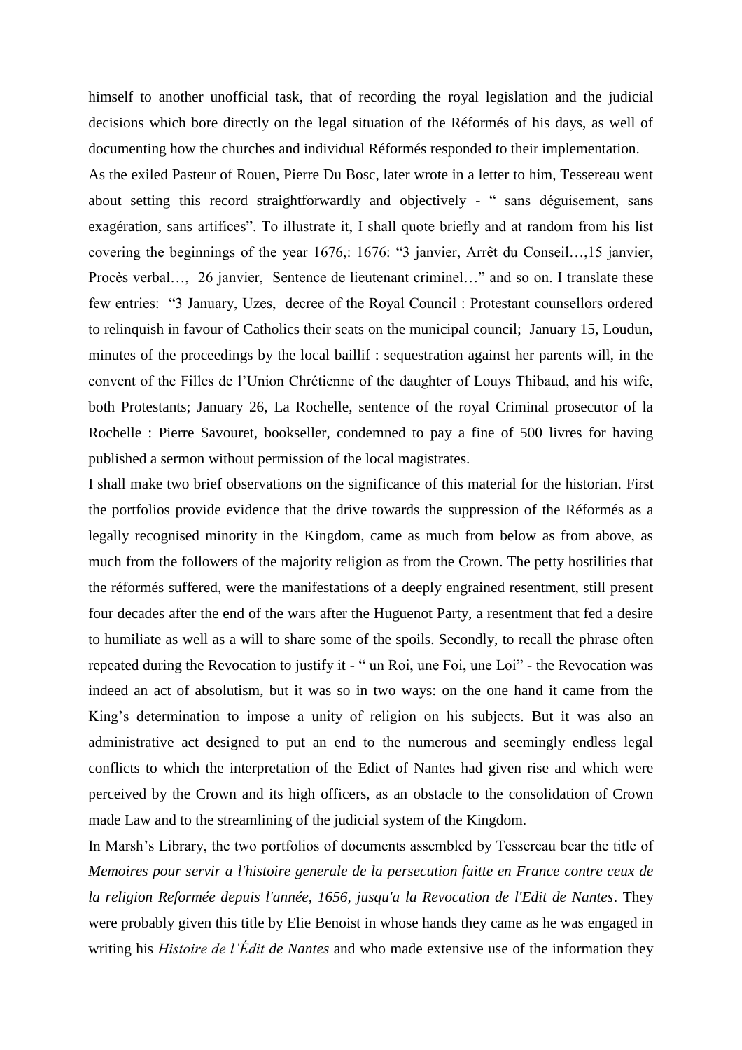himself to another unofficial task, that of recording the royal legislation and the judicial decisions which bore directly on the legal situation of the Réformés of his days, as well of documenting how the churches and individual Réformés responded to their implementation.

As the exiled Pasteur of Rouen, Pierre Du Bosc, later wrote in a letter to him, Tessereau went about setting this record straightforwardly and objectively - " sans déguisement, sans exagération, sans artifices". To illustrate it, I shall quote briefly and at random from his list covering the beginnings of the year 1676,: 1676: "3 janvier, Arrêt du Conseil…,15 janvier, Procès verbal…, 26 janvier, Sentence de lieutenant criminel…" and so on. I translate these few entries: "3 January, Uzes, decree of the Royal Council : Protestant counsellors ordered to relinquish in favour of Catholics their seats on the municipal council; January 15, Loudun, minutes of the proceedings by the local baillif : sequestration against her parents will, in the convent of the Filles de l'Union Chrétienne of the daughter of Louys Thibaud, and his wife, both Protestants; January 26, La Rochelle, sentence of the royal Criminal prosecutor of la Rochelle : Pierre Savouret, bookseller, condemned to pay a fine of 500 livres for having published a sermon without permission of the local magistrates.

I shall make two brief observations on the significance of this material for the historian. First the portfolios provide evidence that the drive towards the suppression of the Réformés as a legally recognised minority in the Kingdom, came as much from below as from above, as much from the followers of the majority religion as from the Crown. The petty hostilities that the réformés suffered, were the manifestations of a deeply engrained resentment, still present four decades after the end of the wars after the Huguenot Party, a resentment that fed a desire to humiliate as well as a will to share some of the spoils. Secondly, to recall the phrase often repeated during the Revocation to justify it - " un Roi, une Foi, une Loi" - the Revocation was indeed an act of absolutism, but it was so in two ways: on the one hand it came from the King's determination to impose a unity of religion on his subjects. But it was also an administrative act designed to put an end to the numerous and seemingly endless legal conflicts to which the interpretation of the Edict of Nantes had given rise and which were perceived by the Crown and its high officers, as an obstacle to the consolidation of Crown made Law and to the streamlining of the judicial system of the Kingdom.

In Marsh's Library, the two portfolios of documents assembled by Tessereau bear the title of *Memoires pour servir a l'histoire generale de la persecution faitte en France contre ceux de la religion Reformée depuis l'année, 1656, jusqu'a la Revocation de l'Edit de Nantes*. They were probably given this title by Elie Benoist in whose hands they came as he was engaged in writing his *Histoire de l'Édit de Nantes* and who made extensive use of the information they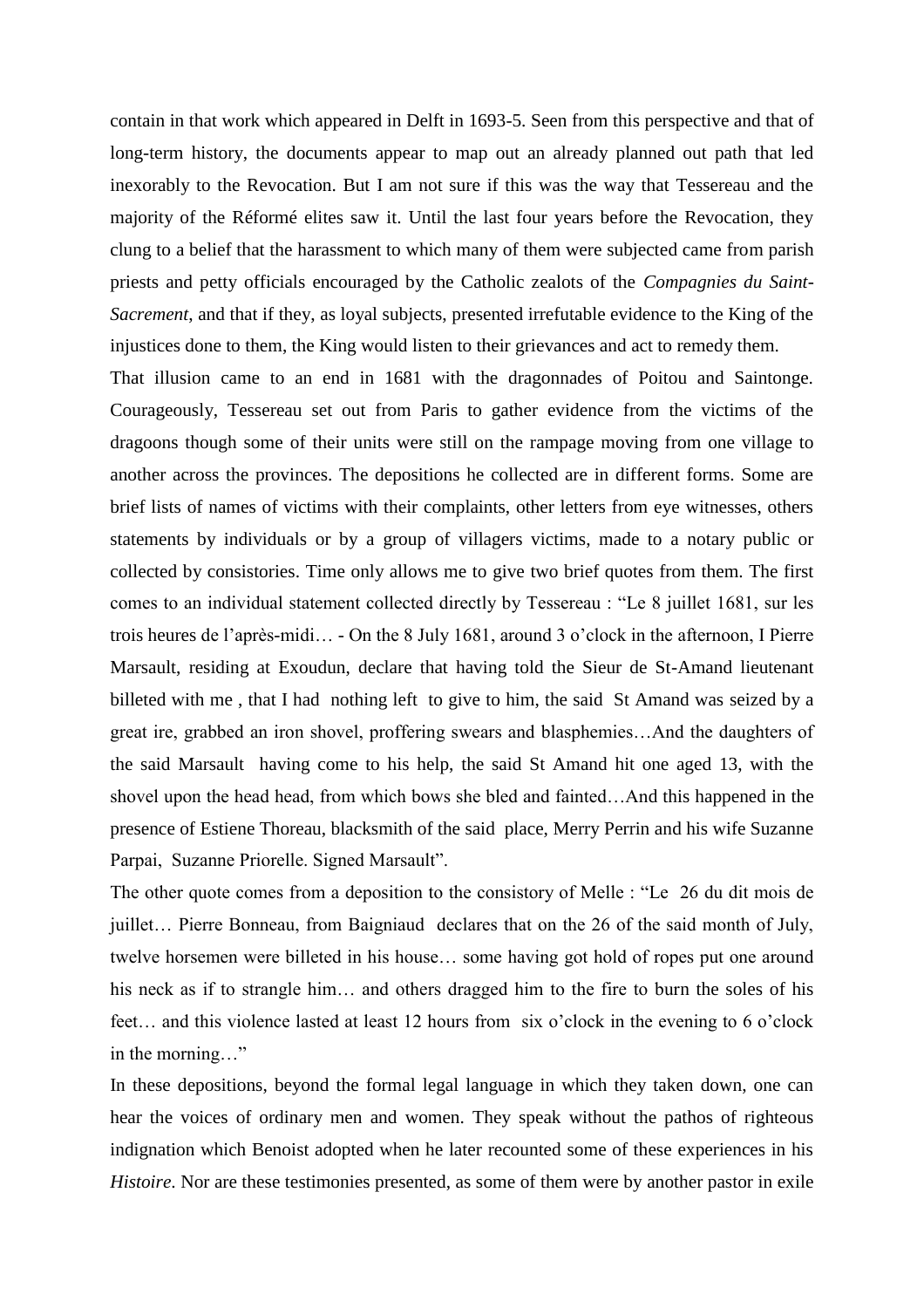contain in that work which appeared in Delft in 1693-5. Seen from this perspective and that of long-term history, the documents appear to map out an already planned out path that led inexorably to the Revocation. But I am not sure if this was the way that Tessereau and the majority of the Réformé elites saw it. Until the last four years before the Revocation, they clung to a belief that the harassment to which many of them were subjected came from parish priests and petty officials encouraged by the Catholic zealots of the *Compagnies du Saint-Sacrement*, and that if they, as loyal subjects, presented irrefutable evidence to the King of the injustices done to them, the King would listen to their grievances and act to remedy them.

That illusion came to an end in 1681 with the dragonnades of Poitou and Saintonge. Courageously, Tessereau set out from Paris to gather evidence from the victims of the dragoons though some of their units were still on the rampage moving from one village to another across the provinces. The depositions he collected are in different forms. Some are brief lists of names of victims with their complaints, other letters from eye witnesses, others statements by individuals or by a group of villagers victims, made to a notary public or collected by consistories. Time only allows me to give two brief quotes from them. The first comes to an individual statement collected directly by Tessereau : "Le 8 juillet 1681, sur les trois heures de l'après-midi… - On the 8 July 1681, around 3 o'clock in the afternoon, I Pierre Marsault, residing at Exoudun, declare that having told the Sieur de St-Amand lieutenant billeted with me , that I had nothing left to give to him, the said St Amand was seized by a great ire, grabbed an iron shovel, proffering swears and blasphemies…And the daughters of the said Marsault having come to his help, the said St Amand hit one aged 13, with the shovel upon the head head, from which bows she bled and fainted…And this happened in the presence of Estiene Thoreau, blacksmith of the said place, Merry Perrin and his wife Suzanne Parpai, Suzanne Priorelle. Signed Marsault".

The other quote comes from a deposition to the consistory of Melle : "Le 26 du dit mois de juillet… Pierre Bonneau, from Baigniaud declares that on the 26 of the said month of July, twelve horsemen were billeted in his house… some having got hold of ropes put one around his neck as if to strangle him… and others dragged him to the fire to burn the soles of his feet… and this violence lasted at least 12 hours from six o'clock in the evening to 6 o'clock in the morning…"

In these depositions, beyond the formal legal language in which they taken down, one can hear the voices of ordinary men and women. They speak without the pathos of righteous indignation which Benoist adopted when he later recounted some of these experiences in his *Histoire*. Nor are these testimonies presented, as some of them were by another pastor in exile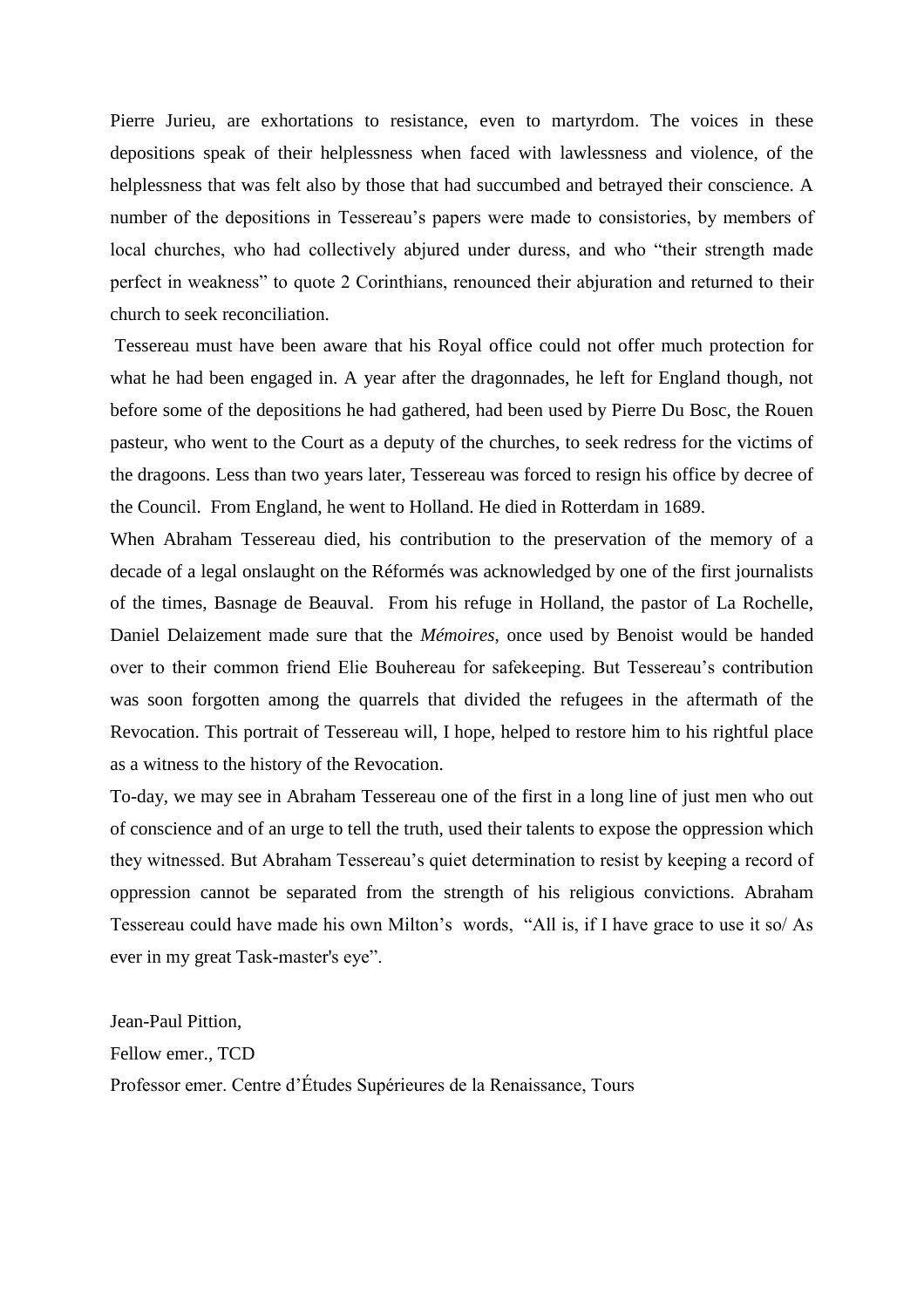Pierre Jurieu, are exhortations to resistance, even to martyrdom. The voices in these depositions speak of their helplessness when faced with lawlessness and violence, of the helplessness that was felt also by those that had succumbed and betrayed their conscience. A number of the depositions in Tessereau's papers were made to consistories, by members of local churches, who had collectively abjured under duress, and who "their strength made perfect in weakness" to quote 2 Corinthians, renounced their abjuration and returned to their church to seek reconciliation.

Tessereau must have been aware that his Royal office could not offer much protection for what he had been engaged in. A year after the dragonnades, he left for England though, not before some of the depositions he had gathered, had been used by Pierre Du Bosc, the Rouen pasteur, who went to the Court as a deputy of the churches, to seek redress for the victims of the dragoons. Less than two years later, Tessereau was forced to resign his office by decree of the Council. From England, he went to Holland. He died in Rotterdam in 1689.

When Abraham Tessereau died, his contribution to the preservation of the memory of a decade of a legal onslaught on the Réformés was acknowledged by one of the first journalists of the times, Basnage de Beauval. From his refuge in Holland, the pastor of La Rochelle, Daniel Delaizement made sure that the *Mémoires*, once used by Benoist would be handed over to their common friend Elie Bouhereau for safekeeping. But Tessereau's contribution was soon forgotten among the quarrels that divided the refugees in the aftermath of the Revocation. This portrait of Tessereau will, I hope, helped to restore him to his rightful place as a witness to the history of the Revocation.

To-day, we may see in Abraham Tessereau one of the first in a long line of just men who out of conscience and of an urge to tell the truth, used their talents to expose the oppression which they witnessed. But Abraham Tessereau's quiet determination to resist by keeping a record of oppression cannot be separated from the strength of his religious convictions. Abraham Tessereau could have made his own Milton's words, "All is, if I have grace to use it so/ As ever in my great Task-master's eye".

Jean-Paul Pittion,

Fellow emer., TCD

Professor emer. Centre d'Études Supérieures de la Renaissance, Tours